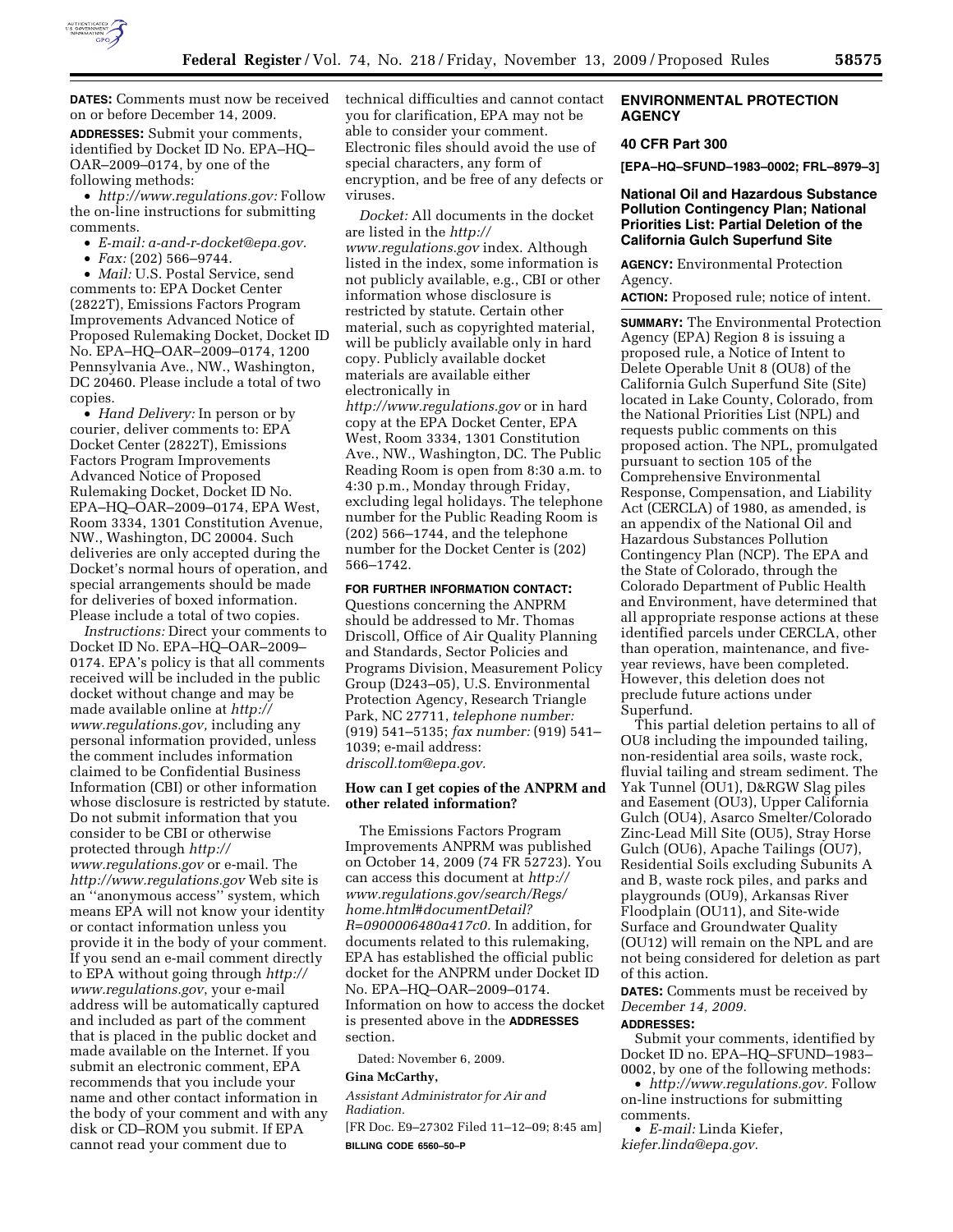**DATES:** Comments must now be received on or before December 14, 2009.

**ADDRESSES:** Submit your comments, identified by Docket ID No. EPA–HQ–OAR–2009–0174, by one of the following methods:

- *http://www.regulations.gov:* Follow the on-line instructions for submitting comments.
- *E-mail: a-and-r-docket@epa.gov.*
- *Fax:* (202) 566–9744.
- *Mail:* U.S. Postal Service, send comments to: EPA Docket Center (2822T), Emissions Factors Program Improvements Advanced Notice of Proposed Rulemaking Docket, Docket ID No. EPA–HQ–OAR–2009–0174, 1200 Pennsylvania Ave., NW., Washington, DC 20460. Please include a total of two copies.
- *Hand Delivery:* In person or by courier, deliver comments to: EPA Docket Center (2822T), Emissions Factors Program Improvements Advanced Notice of Proposed Rulemaking Docket, Docket ID No. EPA–HQ–OAR–2009–0174, EPA West, Room 3334, 1301 Constitution Avenue, NW., Washington, DC 20004. Such deliveries are only accepted during the Docket's normal hours of operation, and special arrangements should be made for deliveries of boxed information. Please include a total of two copies.

*Instructions:* Direct your comments to Docket ID No. EPA–HQ–OAR–2009–0174. EPA's policy is that all comments received will be included in the public docket without change and may be made available online at *http://www.regulations.gov,* including any personal information provided, unless the comment includes information claimed to be Confidential Business Information (CBI) or other information whose disclosure is restricted by statute. Do not submit information that you consider to be CBI or otherwise protected through *http://www.regulations.gov* or e-mail. The *http://www.regulations.gov* Web site is an ''anonymous access'' system, which means EPA will not know your identity or contact information unless you provide it in the body of your comment. If you send an e-mail comment directly to EPA without going through *http://www.regulations.gov*, your e-mail address will be automatically captured and included as part of the comment that is placed in the public docket and made available on the Internet. If you submit an electronic comment, EPA recommends that you include your name and other contact information in the body of your comment and with any disk or CD–ROM you submit. If EPA cannot read your comment due to technical difficulties and cannot contact you for clarification, EPA may not be able to consider your comment. Electronic files should avoid the use of special characters, any form of encryption, and be free of any defects or viruses.

*Docket:* All documents in the docket are listed in the *http://www.regulations.gov* index. Although listed in the index, some information is not publicly available, e.g., CBI or other information whose disclosure is restricted by statute. Certain other material, such as copyrighted material, will be publicly available only in hard copy. Publicly available docket materials are available either electronically in *http://www.regulations.gov* or in hard copy at the EPA Docket Center, EPA West, Room 3334, 1301 Constitution Ave., NW., Washington, DC. The Public Reading Room is open from 8:30 a.m. to 4:30 p.m., Monday through Friday, excluding legal holidays. The telephone number for the Public Reading Room is (202) 566–1744, and the telephone number for the Docket Center is (202) 566–1742.

**FOR FURTHER INFORMATION CONTACT:** Questions concerning the ANPRM should be addressed to Mr. Thomas Driscoll, Office of Air Quality Planning and Standards, Sector Policies and Programs Division, Measurement Policy Group (D243–05), U.S. Environmental Protection Agency, Research Triangle Park, NC 27711, *telephone number:* (919) 541–5135; *fax number:* (919) 541–1039; e-mail address: *driscoll.tom@epa.gov.*

### How can I get copies of the ANPRM and other related information?

The Emissions Factors Program Improvements ANPRM was published on October 14, 2009 (74 FR 52723). You can access this document at *http://www.regulations.gov/search/Regs/home.html#documentDetail?R=0900006480a417c0.* In addition, for documents related to this rulemaking, EPA has established the official public docket for the ANPRM under Docket ID No. EPA–HQ–OAR–2009–0174. Information on how to access the docket is presented above in the **ADDRESSES** section.

Dated: November 6, 2009.

**Gina McCarthy,**

*Assistant Administrator for Air and Radiation.*

[FR Doc. E9–27302 Filed 11–12–09; 8:45 am]

**BILLING CODE 6560–50–P**

## ENVIRONMENTAL PROTECTION AGENCY

### 40 CFR Part 300

**[EPA–HQ–SFUND–1983–0002; FRL–8979–3]**

### National Oil and Hazardous Substance Pollution Contingency Plan; National Priorities List: Partial Deletion of the California Gulch Superfund Site

**AGENCY:** Environmental Protection Agency.

**ACTION:** Proposed rule; notice of intent.

**SUMMARY:** The Environmental Protection Agency (EPA) Region 8 is issuing a proposed rule, a Notice of Intent to Delete Operable Unit 8 (OU8) of the California Gulch Superfund Site (Site) located in Lake County, Colorado, from the National Priorities List (NPL) and requests public comments on this proposed action. The NPL, promulgated pursuant to section 105 of the Comprehensive Environmental Response, Compensation, and Liability Act (CERCLA) of 1980, as amended, is an appendix of the National Oil and Hazardous Substances Pollution Contingency Plan (NCP). The EPA and the State of Colorado, through the Colorado Department of Public Health and Environment, have determined that all appropriate response actions at these identified parcels under CERCLA, other than operation, maintenance, and five-year reviews, have been completed. However, this deletion does not preclude future actions under Superfund.

This partial deletion pertains to all of OU8 including the impounded tailing, non-residential area soils, waste rock, fluvial tailing and stream sediment. The Yak Tunnel (OU1), D&RGW Slag piles and Easement (OU3), Upper California Gulch (OU4), Asarco Smelter/Colorado Zinc-Lead Mill Site (OU5), Stray Horse Gulch (OU6), Apache Tailings (OU7), Residential Soils excluding Subunits A and B, waste rock piles, and parks and playgrounds (OU9), Arkansas River Floodplain (OU11), and Site-wide Surface and Groundwater Quality (OU12) will remain on the NPL and are not being considered for deletion as part of this action.

**DATES:** Comments must be received by *December 14, 2009.*

**ADDRESSES:**

Submit your comments, identified by Docket ID no. EPA–HQ–SFUND–1983–0002, by one of the following methods:

- *http://www.regulations.gov.* Follow on-line instructions for submitting comments.
- *E-mail:* Linda Kiefer, *kiefer.linda@epa.gov.*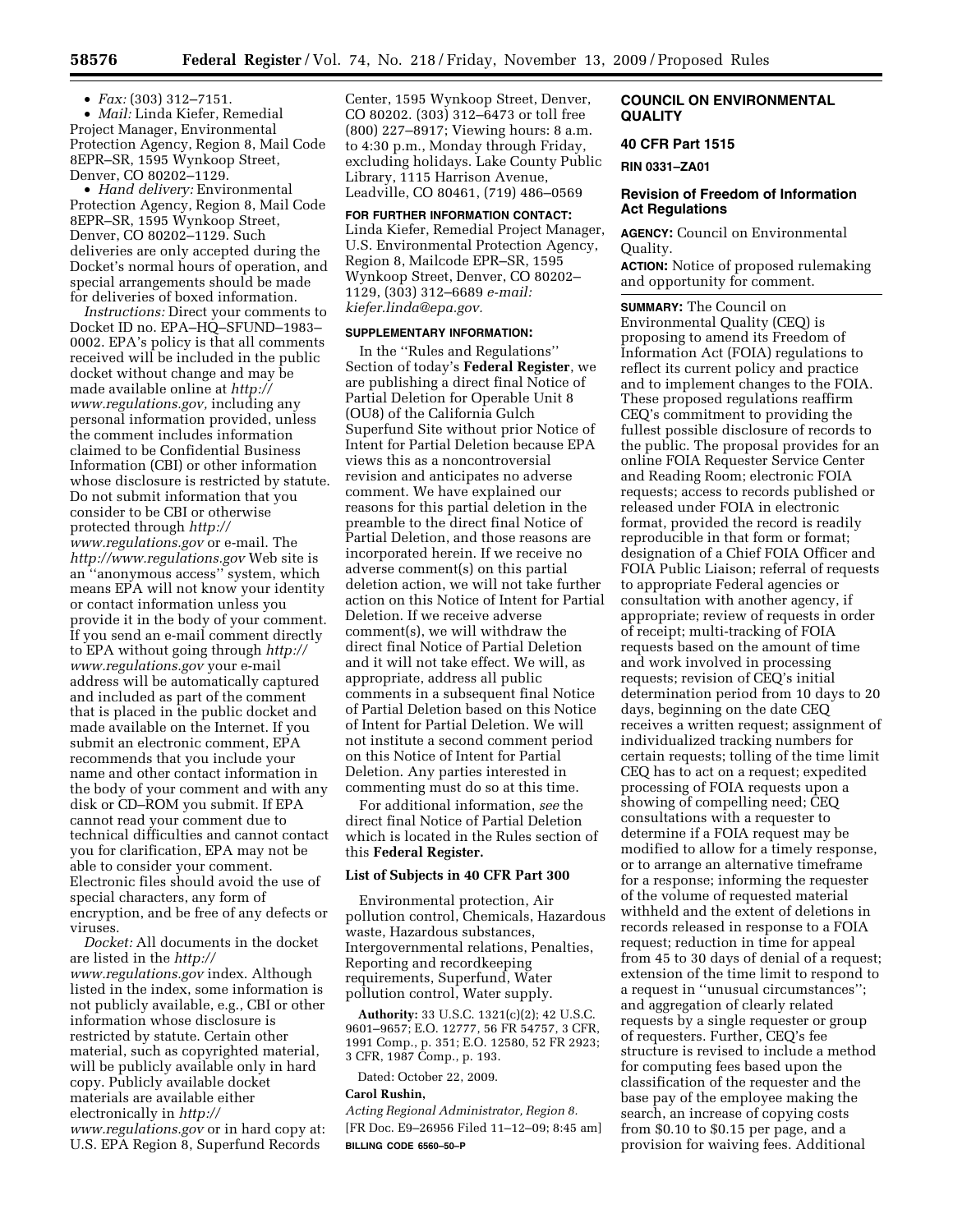- *Fax:* (303) 312–7151.
- *Mail:* Linda Kiefer, Remedial Project Manager, Environmental Protection Agency, Region 8, Mail Code 8EPR–SR, 1595 Wynkoop Street, Denver, CO 80202–1129.
- *Hand delivery:* Environmental Protection Agency, Region 8, Mail Code 8EPR–SR, 1595 Wynkoop Street, Denver, CO 80202–1129. Such deliveries are only accepted during the Docket's normal hours of operation, and special arrangements should be made for deliveries of boxed information.

*Instructions:* Direct your comments to Docket ID no. EPA–HQ–SFUND–1983–0002. EPA's policy is that all comments received will be included in the public docket without change and may be made available online at *http://www.regulations.gov,* including any personal information provided, unless the comment includes information claimed to be Confidential Business Information (CBI) or other information whose disclosure is restricted by statute. Do not submit information that you consider to be CBI or otherwise protected through *http://www.regulations.gov* or e-mail. The *http://www.regulations.gov* Web site is an ''anonymous access'' system, which means EPA will not know your identity or contact information unless you provide it in the body of your comment. If you send an e-mail comment directly to EPA without going through *http://www.regulations.gov* your e-mail address will be automatically captured and included as part of the comment that is placed in the public docket and made available on the Internet. If you submit an electronic comment, EPA recommends that you include your name and other contact information in the body of your comment and with any disk or CD–ROM you submit. If EPA cannot read your comment due to technical difficulties and cannot contact you for clarification, EPA may not be able to consider your comment. Electronic files should avoid the use of special characters, any form of encryption, and be free of any defects or viruses.

*Docket:* All documents in the docket are listed in the *http://www.regulations.gov* index. Although listed in the index, some information is not publicly available, e.g., CBI or other information whose disclosure is restricted by statute. Certain other material, such as copyrighted material, will be publicly available only in hard copy. Publicly available docket materials are available either electronically in *http://www.regulations.gov* or in hard copy at: U.S. EPA Region 8, Superfund Records Center, 1595 Wynkoop Street, Denver, CO 80202. (303) 312–6473 or toll free (800) 227–8917; Viewing hours: 8 a.m. to 4:30 p.m., Monday through Friday, excluding holidays. Lake County Public Library, 1115 Harrison Avenue, Leadville, CO 80461, (719) 486–0569

**FOR FURTHER INFORMATION CONTACT:** Linda Kiefer, Remedial Project Manager, U.S. Environmental Protection Agency, Region 8, Mailcode EPR–SR, 1595 Wynkoop Street, Denver, CO 80202–1129, (303) 312–6689 *e-mail: kiefer.linda@epa.gov.*

**SUPPLEMENTARY INFORMATION:**

In the ''Rules and Regulations'' Section of today's **Federal Register**, we are publishing a direct final Notice of Partial Deletion for Operable Unit 8 (OU8) of the California Gulch Superfund Site without prior Notice of Intent for Partial Deletion because EPA views this as a noncontroversial revision and anticipates no adverse comment. We have explained our reasons for this partial deletion in the preamble to the direct final Notice of Partial Deletion, and those reasons are incorporated herein. If we receive no adverse comment(s) on this partial deletion action, we will not take further action on this Notice of Intent for Partial Deletion. If we receive adverse comment(s), we will withdraw the direct final Notice of Partial Deletion and it will not take effect. We will, as appropriate, address all public comments in a subsequent final Notice of Partial Deletion based on this Notice of Intent for Partial Deletion. We will not institute a second comment period on this Notice of Intent for Partial Deletion. Any parties interested in commenting must do so at this time.

For additional information, *see* the direct final Notice of Partial Deletion which is located in the Rules section of this **Federal Register.**

**List of Subjects in 40 CFR Part 300**

Environmental protection, Air pollution control, Chemicals, Hazardous waste, Hazardous substances, Intergovernmental relations, Penalties, Reporting and recordkeeping requirements, Superfund, Water pollution control, Water supply.

**Authority:** 33 U.S.C. 1321(c)(2); 42 U.S.C. 9601–9657; E.O. 12777, 56 FR 54757, 3 CFR, 1991 Comp., p. 351; E.O. 12580, 52 FR 2923; 3 CFR, 1987 Comp., p. 193.

Dated: October 22, 2009.

**Carol Rushin,**

*Acting Regional Administrator, Region 8.*

[FR Doc. E9–26956 Filed 11–12–09; 8:45 am]

**BILLING CODE 6560–50–P**

## COUNCIL ON ENVIRONMENTAL QUALITY

### 40 CFR Part 1515

**RIN 0331–ZA01**

### Revision of Freedom of Information Act Regulations

**AGENCY:** Council on Environmental Quality.

**ACTION:** Notice of proposed rulemaking and opportunity for comment.

**SUMMARY:** The Council on Environmental Quality (CEQ) is proposing to amend its Freedom of Information Act (FOIA) regulations to reflect its current policy and practice and to implement changes to the FOIA. These proposed regulations reaffirm CEQ's commitment to providing the fullest possible disclosure of records to the public. The proposal provides for an online FOIA Requester Service Center and Reading Room; electronic FOIA requests; access to records published or released under FOIA in electronic format, provided the record is readily reproducible in that form or format; designation of a Chief FOIA Officer and FOIA Public Liaison; referral of requests to appropriate Federal agencies or consultation with another agency, if appropriate; review of requests in order of receipt; multi-tracking of FOIA requests based on the amount of time and work involved in processing requests; revision of CEQ's initial determination period from 10 days to 20 days, beginning on the date CEQ receives a written request; assignment of individualized tracking numbers for certain requests; tolling of the time limit CEQ has to act on a request; expedited processing of FOIA requests upon a showing of compelling need; CEQ consultations with a requester to determine if a FOIA request may be modified to allow for a timely response, or to arrange an alternative timeframe for a response; informing the requester of the volume of requested material withheld and the extent of deletions in records released in response to a FOIA request; reduction in time for appeal from 45 to 30 days of denial of a request; extension of the time limit to respond to a request in ''unusual circumstances''; and aggregation of clearly related requests by a single requester or group of requesters. Further, CEQ's fee structure is revised to include a method for computing fees based upon the classification of the requester and the base pay of the employee making the search, an increase of copying costs from $0.10 to $0.15 per page, and a provision for waiving fees. Additional